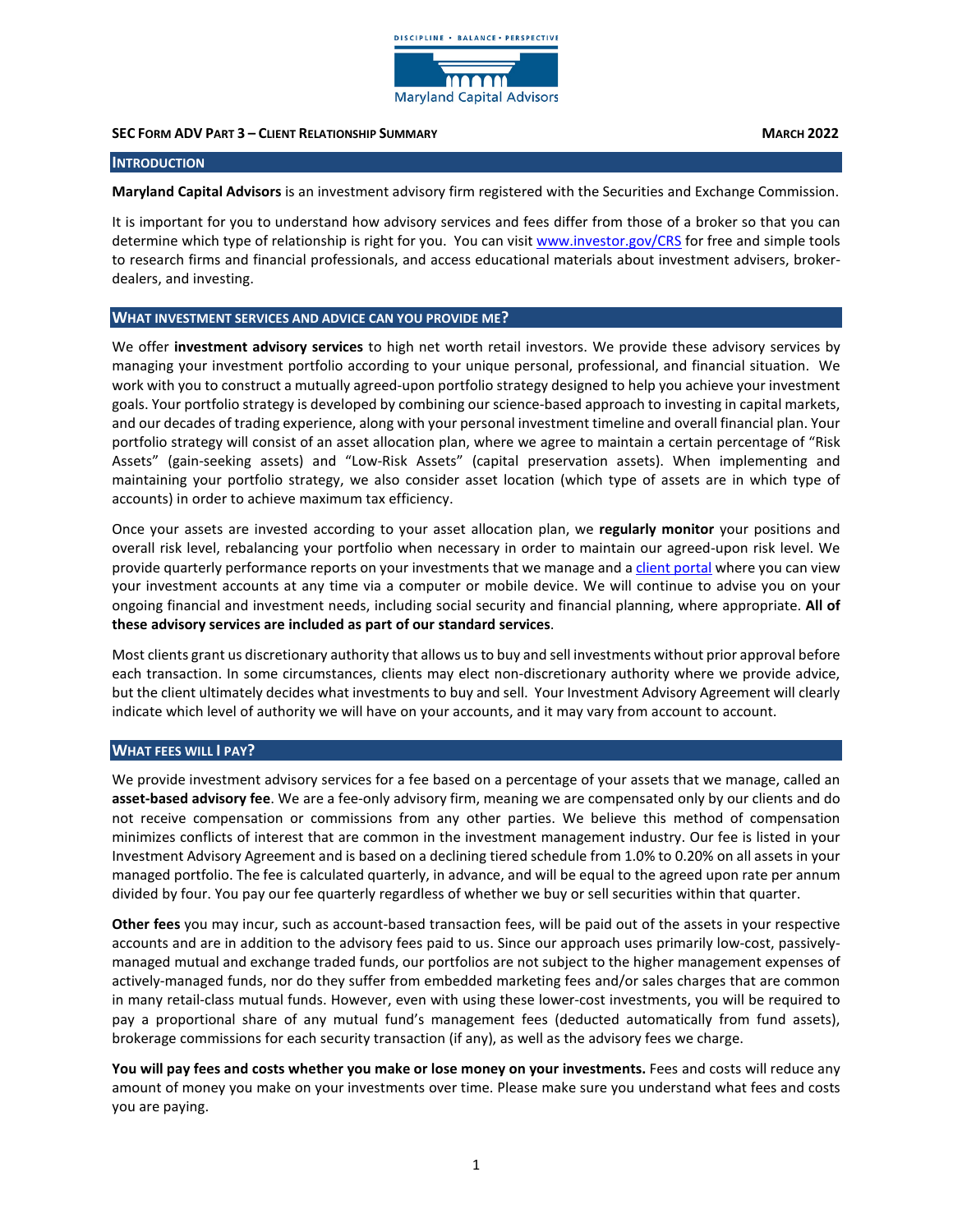DISCIPLINE • BALANCE • PERSPECTIVE

Maryland Capital Advisors

**SEC FORM ADV PART 3 – CLIENT RELATIONSHIP SUMMARY** **MARCH 2022**

## INTRODUCTION

**Maryland Capital Advisors** is an investment advisory firm registered with the Securities and Exchange Commission.

It is important for you to understand how advisory services and fees differ from those of a broker so that you can determine which type of relationship is right for you. You can visit www.investor.gov/CRS for free and simple tools to research firms and financial professionals, and access educational materials about investment advisers, broker-dealers, and investing.

## WHAT INVESTMENT SERVICES AND ADVICE CAN YOU PROVIDE ME?

We offer **investment advisory services** to high net worth retail investors. We provide these advisory services by managing your investment portfolio according to your unique personal, professional, and financial situation. We work with you to construct a mutually agreed-upon portfolio strategy designed to help you achieve your investment goals. Your portfolio strategy is developed by combining our science-based approach to investing in capital markets, and our decades of trading experience, along with your personal investment timeline and overall financial plan. Your portfolio strategy will consist of an asset allocation plan, where we agree to maintain a certain percentage of "Risk Assets" (gain-seeking assets) and "Low-Risk Assets" (capital preservation assets). When implementing and maintaining your portfolio strategy, we also consider asset location (which type of assets are in which type of accounts) in order to achieve maximum tax efficiency.

Once your assets are invested according to your asset allocation plan, we **regularly monitor** your positions and overall risk level, rebalancing your portfolio when necessary in order to maintain our agreed-upon risk level. We provide quarterly performance reports on your investments that we manage and a client portal where you can view your investment accounts at any time via a computer or mobile device. We will continue to advise you on your ongoing financial and investment needs, including social security and financial planning, where appropriate. **All of these advisory services are included as part of our standard services**.

Most clients grant us discretionary authority that allows us to buy and sell investments without prior approval before each transaction. In some circumstances, clients may elect non-discretionary authority where we provide advice, but the client ultimately decides what investments to buy and sell. Your Investment Advisory Agreement will clearly indicate which level of authority we will have on your accounts, and it may vary from account to account.

## WHAT FEES WILL I PAY?

We provide investment advisory services for a fee based on a percentage of your assets that we manage, called an **asset-based advisory fee**. We are a fee-only advisory firm, meaning we are compensated only by our clients and do not receive compensation or commissions from any other parties. We believe this method of compensation minimizes conflicts of interest that are common in the investment management industry. Our fee is listed in your Investment Advisory Agreement and is based on a declining tiered schedule from 1.0% to 0.20% on all assets in your managed portfolio. The fee is calculated quarterly, in advance, and will be equal to the agreed upon rate per annum divided by four. You pay our fee quarterly regardless of whether we buy or sell securities within that quarter.

**Other fees** you may incur, such as account-based transaction fees, will be paid out of the assets in your respective accounts and are in addition to the advisory fees paid to us. Since our approach uses primarily low-cost, passively-managed mutual and exchange traded funds, our portfolios are not subject to the higher management expenses of actively-managed funds, nor do they suffer from embedded marketing fees and/or sales charges that are common in many retail-class mutual funds. However, even with using these lower-cost investments, you will be required to pay a proportional share of any mutual fund's management fees (deducted automatically from fund assets), brokerage commissions for each security transaction (if any), as well as the advisory fees we charge.

**You will pay fees and costs whether you make or lose money on your investments.** Fees and costs will reduce any amount of money you make on your investments over time. Please make sure you understand what fees and costs you are paying.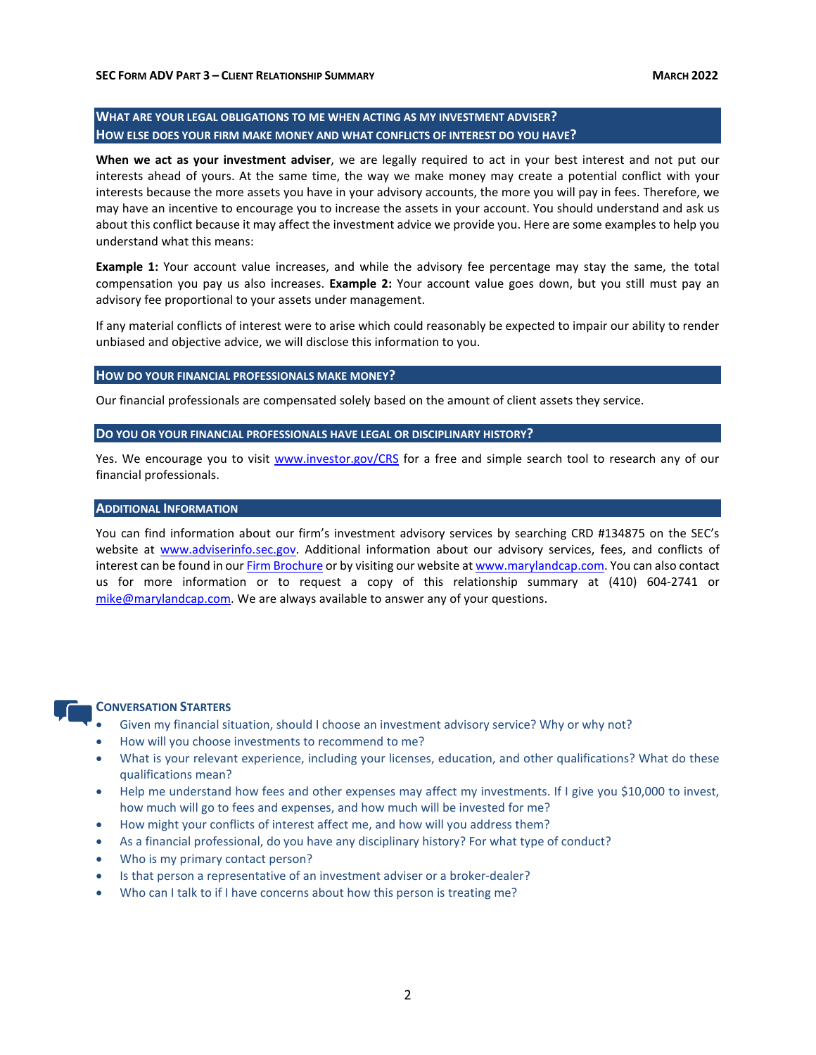## What are your legal obligations to me when acting as my investment adviser?
## How else does your firm make money and what conflicts of interest do you have?

**When we act as your investment adviser**, we are legally required to act in your best interest and not put our interests ahead of yours. At the same time, the way we make money may create a potential conflict with your interests because the more assets you have in your advisory accounts, the more you will pay in fees. Therefore, we may have an incentive to encourage you to increase the assets in your account. You should understand and ask us about this conflict because it may affect the investment advice we provide you. Here are some examples to help you understand what this means:

**Example 1:** Your account value increases, and while the advisory fee percentage may stay the same, the total compensation you pay us also increases. **Example 2:** Your account value goes down, but you still must pay an advisory fee proportional to your assets under management.

If any material conflicts of interest were to arise which could reasonably be expected to impair our ability to render unbiased and objective advice, we will disclose this information to you.

## How do your financial professionals make money?

Our financial professionals are compensated solely based on the amount of client assets they service.

## Do you or your financial professionals have legal or disciplinary history?

Yes. We encourage you to visit www.investor.gov/CRS for a free and simple search tool to research any of our financial professionals.

## Additional Information

You can find information about our firm's investment advisory services by searching CRD #134875 on the SEC's website at www.adviserinfo.sec.gov. Additional information about our advisory services, fees, and conflicts of interest can be found in our Firm Brochure or by visiting our website at www.marylandcap.com. You can also contact us for more information or to request a copy of this relationship summary at (410) 604-2741 or mike@marylandcap.com. We are always available to answer any of your questions.

### Conversation Starters

- Given my financial situation, should I choose an investment advisory service? Why or why not?
- How will you choose investments to recommend to me?
- What is your relevant experience, including your licenses, education, and other qualifications? What do these qualifications mean?
- Help me understand how fees and other expenses may affect my investments. If I give you $10,000 to invest, how much will go to fees and expenses, and how much will be invested for me?
- How might your conflicts of interest affect me, and how will you address them?
- As a financial professional, do you have any disciplinary history? For what type of conduct?
- Who is my primary contact person?
- Is that person a representative of an investment adviser or a broker-dealer?
- Who can I talk to if I have concerns about how this person is treating me?